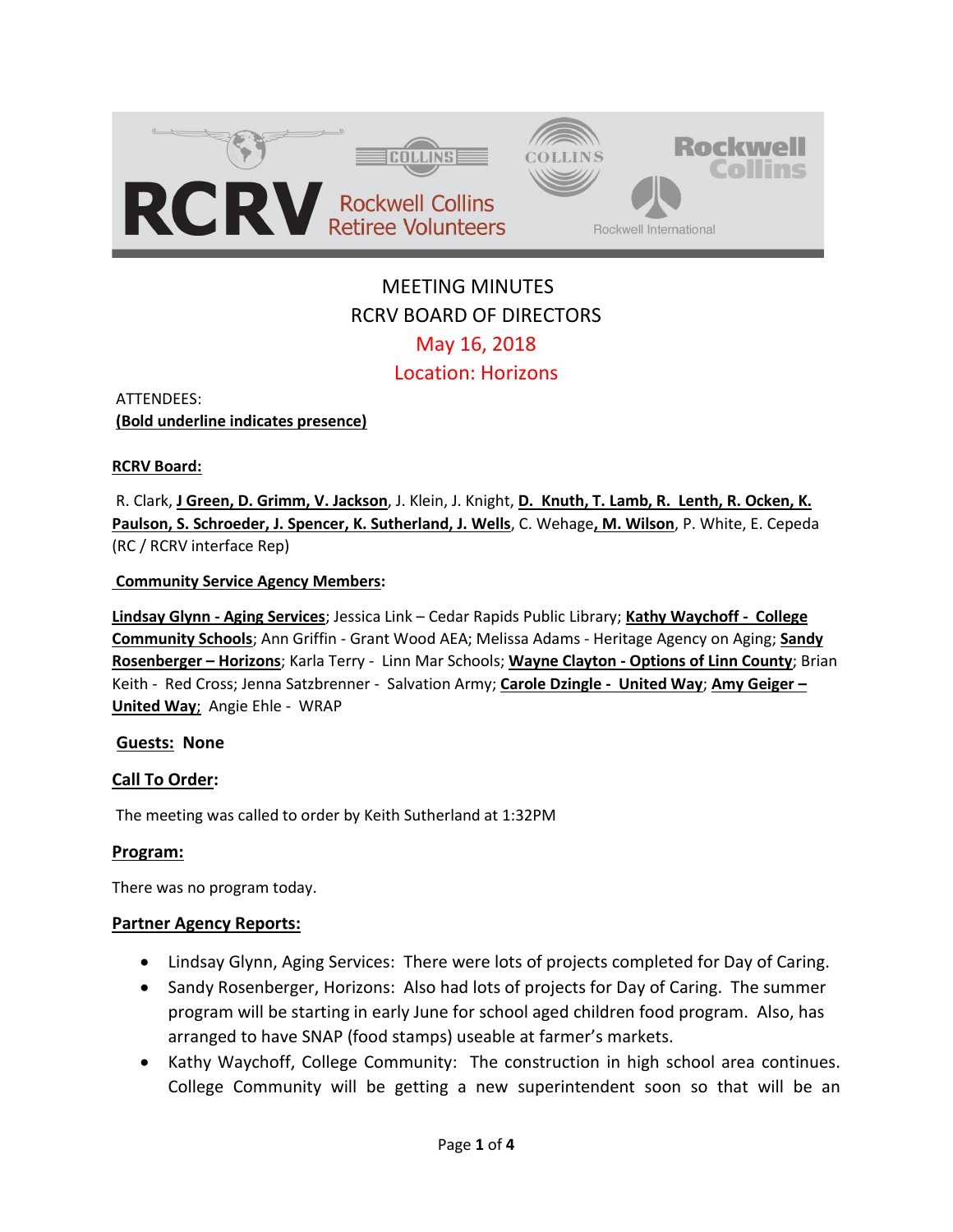# MEETING MINUTES
## RCRV BOARD OF DIRECTORS
## May 16, 2018
## Location: Horizons

ATTENDEES:
**(Bold underline indicates presence)**

**RCRV Board:**

R. Clark, **J Green, D. Grimm, V. Jackson**, J. Klein, J. Knight, **D. Knuth, T. Lamb, R. Lenth, R. Ocken, K. Paulson, S. Schroeder, J. Spencer, K. Sutherland, J. Wells**, C. Wehage**, M. Wilson**, P. White, E. Cepeda (RC / RCRV interface Rep)

**Community Service Agency Members:**

**Lindsay Glynn - Aging Services**; Jessica Link – Cedar Rapids Public Library; **Kathy Waychoff - College Community Schools**; Ann Griffin - Grant Wood AEA; Melissa Adams - Heritage Agency on Aging; **Sandy Rosenberger – Horizons**; Karla Terry - Linn Mar Schools; **Wayne Clayton - Options of Linn County**; Brian Keith - Red Cross; Jenna Satzbrenner - Salvation Army; **Carole Dzingle - United Way**; **Amy Geiger – United Way**; Angie Ehle - WRAP

**Guests:** None

**Call To Order:**

The meeting was called to order by Keith Sutherland at 1:32PM

**Program:**

There was no program today.

**Partner Agency Reports:**

- Lindsay Glynn, Aging Services: There were lots of projects completed for Day of Caring.
- Sandy Rosenberger, Horizons: Also had lots of projects for Day of Caring. The summer program will be starting in early June for school aged children food program. Also, has arranged to have SNAP (food stamps) useable at farmer's markets.
- Kathy Waychoff, College Community: The construction in high school area continues. College Community will be getting a new superintendent soon so that will be an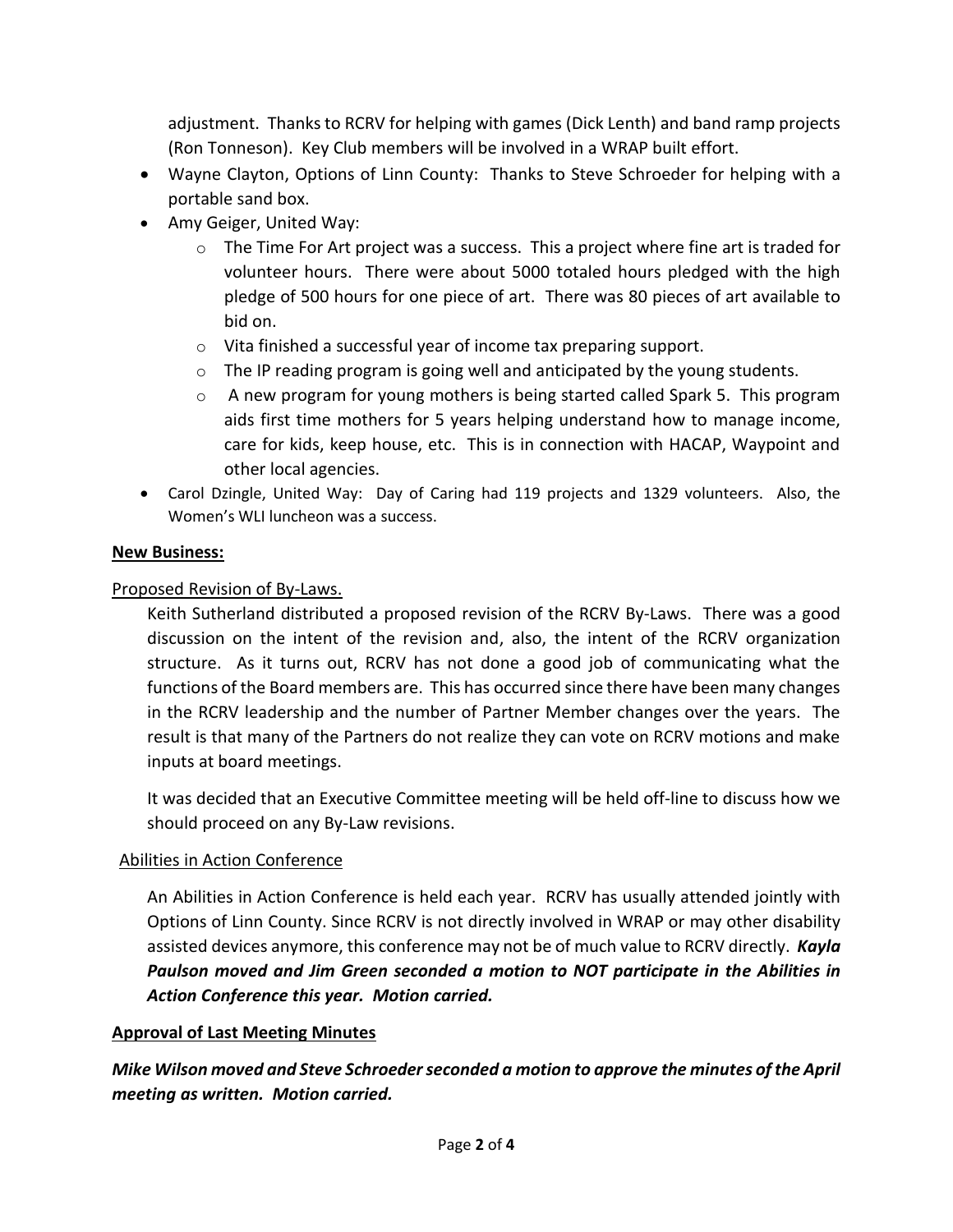adjustment. Thanks to RCRV for helping with games (Dick Lenth) and band ramp projects (Ron Tonneson). Key Club members will be involved in a WRAP built effort.

- Wayne Clayton, Options of Linn County: Thanks to Steve Schroeder for helping with a portable sand box.
- Amy Geiger, United Way:
  - The Time For Art project was a success. This a project where fine art is traded for volunteer hours. There were about 5000 totaled hours pledged with the high pledge of 500 hours for one piece of art. There was 80 pieces of art available to bid on.
  - Vita finished a successful year of income tax preparing support.
  - The IP reading program is going well and anticipated by the young students.
  - A new program for young mothers is being started called Spark 5. This program aids first time mothers for 5 years helping understand how to manage income, care for kids, keep house, etc. This is in connection with HACAP, Waypoint and other local agencies.
- Carol Dzingle, United Way: Day of Caring had 119 projects and 1329 volunteers. Also, the Women's WLI luncheon was a success.

**New Business:**

Proposed Revision of By-Laws.

Keith Sutherland distributed a proposed revision of the RCRV By-Laws. There was a good discussion on the intent of the revision and, also, the intent of the RCRV organization structure. As it turns out, RCRV has not done a good job of communicating what the functions of the Board members are. This has occurred since there have been many changes in the RCRV leadership and the number of Partner Member changes over the years. The result is that many of the Partners do not realize they can vote on RCRV motions and make inputs at board meetings.

It was decided that an Executive Committee meeting will be held off-line to discuss how we should proceed on any By-Law revisions.

Abilities in Action Conference

An Abilities in Action Conference is held each year. RCRV has usually attended jointly with Options of Linn County. Since RCRV is not directly involved in WRAP or may other disability assisted devices anymore, this conference may not be of much value to RCRV directly. ***Kayla Paulson moved and Jim Green seconded a motion to NOT participate in the Abilities in Action Conference this year. Motion carried.***

**Approval of Last Meeting Minutes**

***Mike Wilson moved and Steve Schroeder seconded a motion to approve the minutes of the April meeting as written. Motion carried.***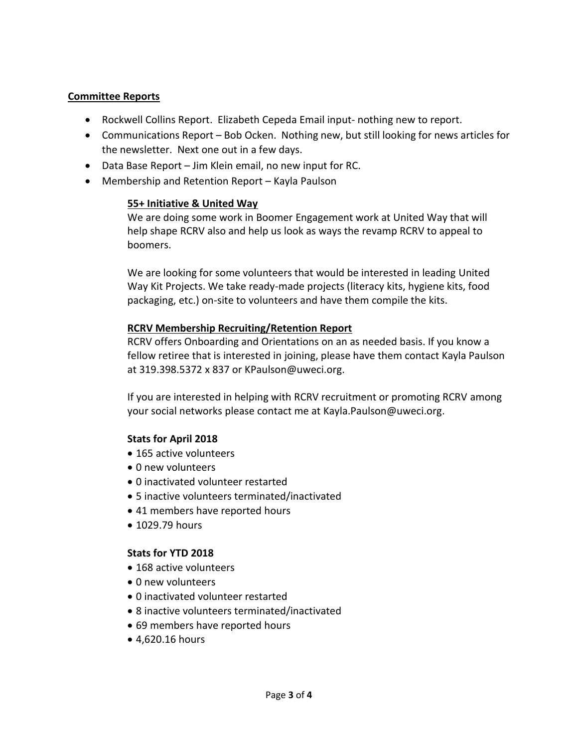## Committee Reports

- Rockwell Collins Report. Elizabeth Cepeda Email input- nothing new to report.
- Communications Report – Bob Ocken. Nothing new, but still looking for news articles for the newsletter. Next one out in a few days.
- Data Base Report – Jim Klein email, no new input for RC.
- Membership and Retention Report – Kayla Paulson

### 55+ Initiative & United Way

We are doing some work in Boomer Engagement work at United Way that will help shape RCRV also and help us look as ways the revamp RCRV to appeal to boomers.

We are looking for some volunteers that would be interested in leading United Way Kit Projects. We take ready-made projects (literacy kits, hygiene kits, food packaging, etc.) on-site to volunteers and have them compile the kits.

### RCRV Membership Recruiting/Retention Report

RCRV offers Onboarding and Orientations on an as needed basis. If you know a fellow retiree that is interested in joining, please have them contact Kayla Paulson at 319.398.5372 x 837 or KPaulson@uweci.org.

If you are interested in helping with RCRV recruitment or promoting RCRV among your social networks please contact me at Kayla.Paulson@uweci.org.

**Stats for April 2018**

- 165 active volunteers
- 0 new volunteers
- 0 inactivated volunteer restarted
- 5 inactive volunteers terminated/inactivated
- 41 members have reported hours
- 1029.79 hours

**Stats for YTD 2018**

- 168 active volunteers
- 0 new volunteers
- 0 inactivated volunteer restarted
- 8 inactive volunteers terminated/inactivated
- 69 members have reported hours
- 4,620.16 hours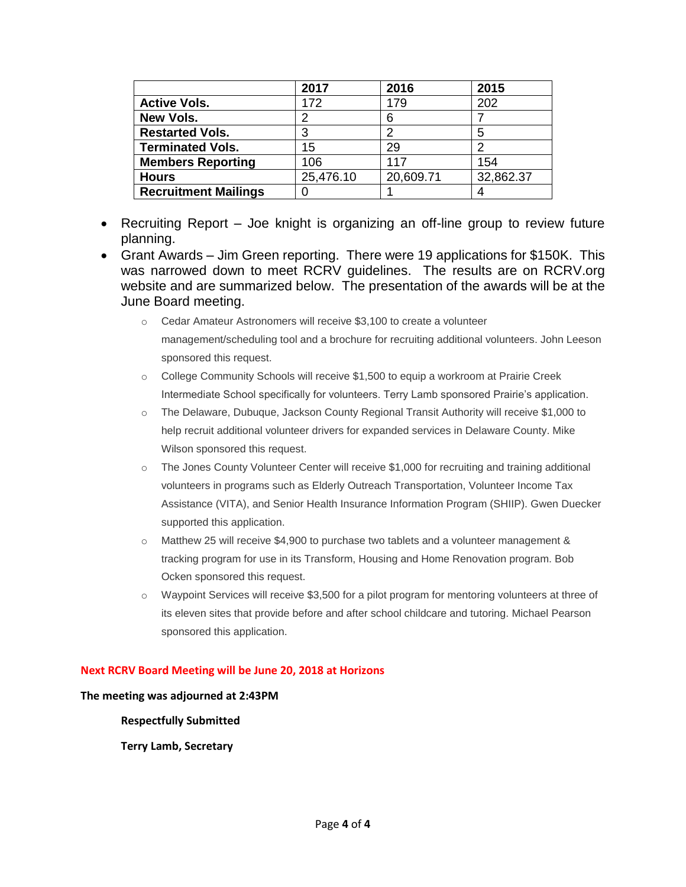| | 2017 | 2016 | 2015 |
|---|---|---|---|
| **Active Vols.** | 172 | 179 | 202 |
| **New Vols.** | 2 | 6 | 7 |
| **Restarted Vols.** | 3 | 2 | 5 |
| **Terminated Vols.** | 15 | 29 | 2 |
| **Members Reporting** | 106 | 117 | 154 |
| **Hours** | 25,476.10 | 20,609.71 | 32,862.37 |
| **Recruitment Mailings** | 0 | 1 | 4 |

- Recruiting Report – Joe knight is organizing an off-line group to review future planning.
- Grant Awards – Jim Green reporting. There were 19 applications for $150K. This was narrowed down to meet RCRV guidelines. The results are on RCRV.org website and are summarized below. The presentation of the awards will be at the June Board meeting.
  - Cedar Amateur Astronomers will receive $3,100 to create a volunteer management/scheduling tool and a brochure for recruiting additional volunteers. John Leeson sponsored this request.
  - College Community Schools will receive $1,500 to equip a workroom at Prairie Creek Intermediate School specifically for volunteers. Terry Lamb sponsored Prairie's application.
  - The Delaware, Dubuque, Jackson County Regional Transit Authority will receive $1,000 to help recruit additional volunteer drivers for expanded services in Delaware County. Mike Wilson sponsored this request.
  - The Jones County Volunteer Center will receive $1,000 for recruiting and training additional volunteers in programs such as Elderly Outreach Transportation, Volunteer Income Tax Assistance (VITA), and Senior Health Insurance Information Program (SHIIP). Gwen Duecker supported this application.
  - Matthew 25 will receive $4,900 to purchase two tablets and a volunteer management & tracking program for use in its Transform, Housing and Home Renovation program. Bob Ocken sponsored this request.
  - Waypoint Services will receive $3,500 for a pilot program for mentoring volunteers at three of its eleven sites that provide before and after school childcare and tutoring. Michael Pearson sponsored this application.

**Next RCRV Board Meeting will be June 20, 2018 at Horizons**

**The meeting was adjourned at 2:43PM**

**Respectfully Submitted**

**Terry Lamb, Secretary**